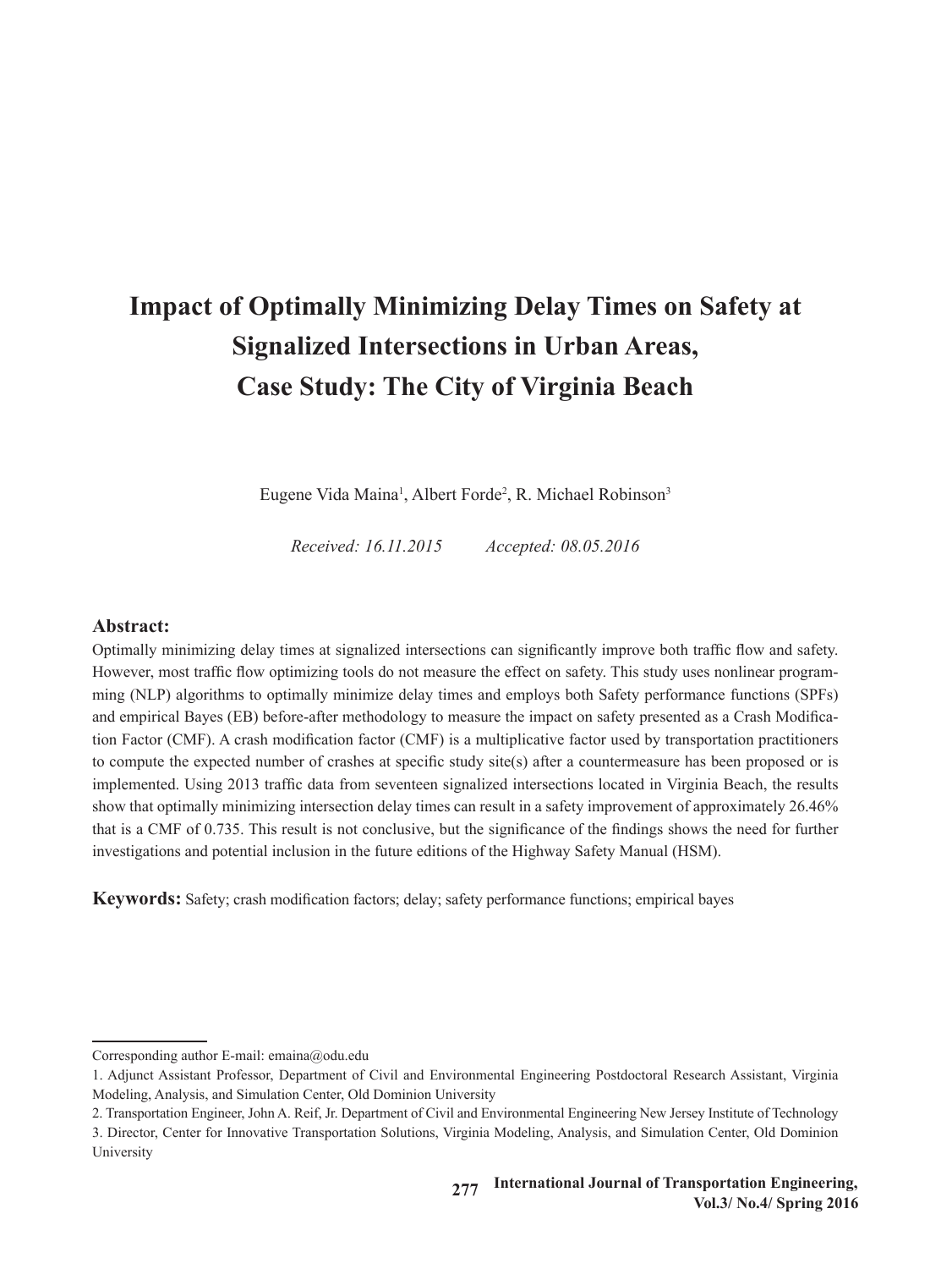# Impact of Optimally Minimizing Delay Times on Safety at Signalized Intersections in Urban Areas, Case Study: The City of Virginia Beach

Eugene Vida Maina[1], Albert Forde[2], R. Michael Robinson[3]

*Received: 16.11.2015 Accepted: 08.05.2016*

## Abstract:

Optimally minimizing delay times at signalized intersections can significantly improve both traffic flow and safety. However, most traffic flow optimizing tools do not measure the effect on safety. This study uses nonlinear programming (NLP) algorithms to optimally minimize delay times and employs both Safety performance functions (SPFs) and empirical Bayes (EB) before-after methodology to measure the impact on safety presented as a Crash Modification Factor (CMF). A crash modification factor (CMF) is a multiplicative factor used by transportation practitioners to compute the expected number of crashes at specific study site(s) after a countermeasure has been proposed or is implemented. Using 2013 traffic data from seventeen signalized intersections located in Virginia Beach, the results show that optimally minimizing intersection delay times can result in a safety improvement of approximately 26.46% that is a CMF of 0.735. This result is not conclusive, but the significance of the findings shows the need for further investigations and potential inclusion in the future editions of the Highway Safety Manual (HSM).

**Keywords:** Safety; crash modification factors; delay; safety performance functions; empirical bayes

---

Corresponding author E-mail: emaina@odu.edu

1. Adjunct Assistant Professor, Department of Civil and Environmental Engineering Postdoctoral Research Assistant, Virginia Modeling, Analysis, and Simulation Center, Old Dominion University

2. Transportation Engineer, John A. Reif, Jr. Department of Civil and Environmental Engineering New Jersey Institute of Technology

3. Director, Center for Innovative Transportation Solutions, Virginia Modeling, Analysis, and Simulation Center, Old Dominion University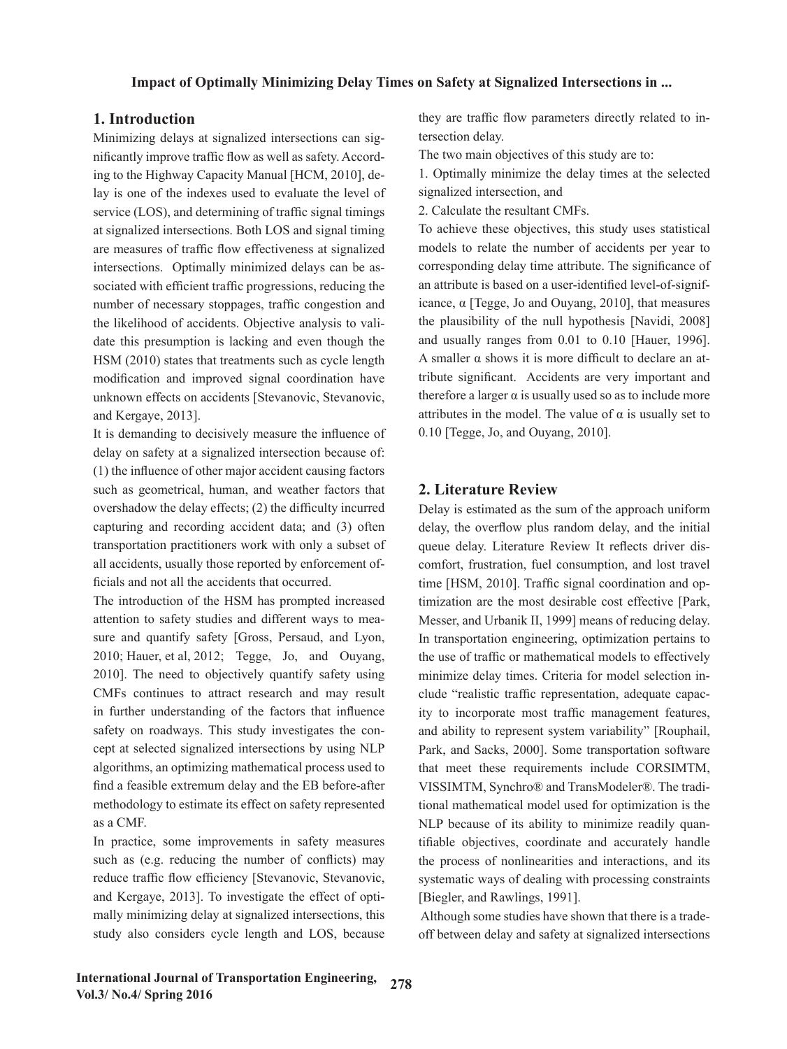## 1. Introduction

Minimizing delays at signalized intersections can significantly improve traffic flow as well as safety. According to the Highway Capacity Manual [HCM, 2010], delay is one of the indexes used to evaluate the level of service (LOS), and determining of traffic signal timings at signalized intersections. Both LOS and signal timing are measures of traffic flow effectiveness at signalized intersections. Optimally minimized delays can be associated with efficient traffic progressions, reducing the number of necessary stoppages, traffic congestion and the likelihood of accidents. Objective analysis to validate this presumption is lacking and even though the HSM (2010) states that treatments such as cycle length modification and improved signal coordination have unknown effects on accidents [Stevanovic, Stevanovic, and Kergaye, 2013].

It is demanding to decisively measure the influence of delay on safety at a signalized intersection because of: (1) the influence of other major accident causing factors such as geometrical, human, and weather factors that overshadow the delay effects; (2) the difficulty incurred capturing and recording accident data; and (3) often transportation practitioners work with only a subset of all accidents, usually those reported by enforcement officials and not all the accidents that occurred.

The introduction of the HSM has prompted increased attention to safety studies and different ways to measure and quantify safety [Gross, Persaud, and Lyon, 2010; Hauer, et al, 2012; Tegge, Jo, and Ouyang, 2010]. The need to objectively quantify safety using CMFs continues to attract research and may result in further understanding of the factors that influence safety on roadways. This study investigates the concept at selected signalized intersections by using NLP algorithms, an optimizing mathematical process used to find a feasible extremum delay and the EB before-after methodology to estimate its effect on safety represented as a CMF.

In practice, some improvements in safety measures such as (e.g. reducing the number of conflicts) may reduce traffic flow efficiency [Stevanovic, Stevanovic, and Kergaye, 2013]. To investigate the effect of optimally minimizing delay at signalized intersections, this study also considers cycle length and LOS, because they are traffic flow parameters directly related to intersection delay.

The two main objectives of this study are to:

1. Optimally minimize the delay times at the selected signalized intersection, and
2. Calculate the resultant CMFs.

To achieve these objectives, this study uses statistical models to relate the number of accidents per year to corresponding delay time attribute. The significance of an attribute is based on a user-identified level-of-significance, $\alpha$ [Tegge, Jo and Ouyang, 2010], that measures the plausibility of the null hypothesis [Navidi, 2008] and usually ranges from 0.01 to 0.10 [Hauer, 1996]. A smaller $\alpha$ shows it is more difficult to declare an attribute significant. Accidents are very important and therefore a larger $\alpha$ is usually used so as to include more attributes in the model. The value of $\alpha$ is usually set to 0.10 [Tegge, Jo, and Ouyang, 2010].

## 2. Literature Review

Delay is estimated as the sum of the approach uniform delay, the overflow plus random delay, and the initial queue delay. Literature Review It reflects driver discomfort, frustration, fuel consumption, and lost travel time [HSM, 2010]. Traffic signal coordination and optimization are the most desirable cost effective [Park, Messer, and Urbanik II, 1999] means of reducing delay. In transportation engineering, optimization pertains to the use of traffic or mathematical models to effectively minimize delay times. Criteria for model selection include "realistic traffic representation, adequate capacity to incorporate most traffic management features, and ability to represent system variability" [Rouphail, Park, and Sacks, 2000]. Some transportation software that meet these requirements include CORSIMTM, VISSIMTM, Synchro® and TransModeler®. The traditional mathematical model used for optimization is the NLP because of its ability to minimize readily quantifiable objectives, coordinate and accurately handle the process of nonlinearities and interactions, and its systematic ways of dealing with processing constraints [Biegler, and Rawlings, 1991].

Although some studies have shown that there is a tradeoff between delay and safety at signalized intersections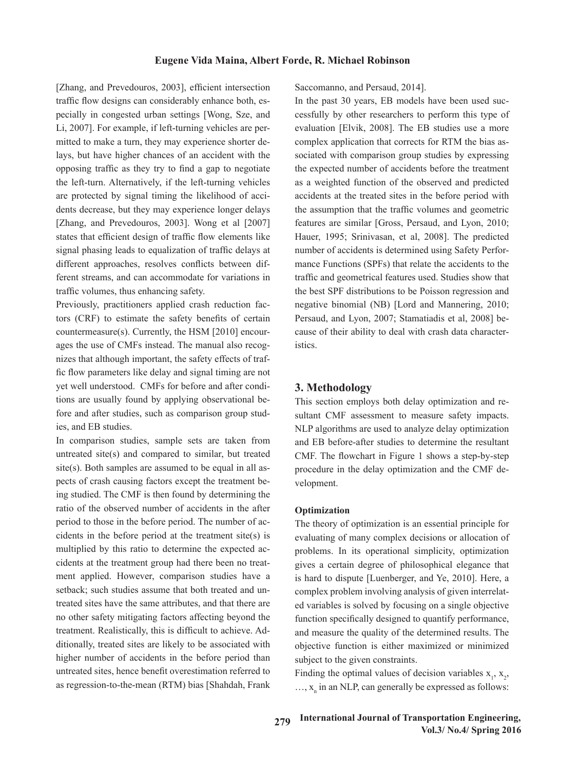[Zhang, and Prevedouros, 2003], efficient intersection traffic flow designs can considerably enhance both, especially in congested urban settings [Wong, Sze, and Li, 2007]. For example, if left-turning vehicles are permitted to make a turn, they may experience shorter delays, but have higher chances of an accident with the opposing traffic as they try to find a gap to negotiate the left-turn. Alternatively, if the left-turning vehicles are protected by signal timing the likelihood of accidents decrease, but they may experience longer delays [Zhang, and Prevedouros, 2003]. Wong et al [2007] states that efficient design of traffic flow elements like signal phasing leads to equalization of traffic delays at different approaches, resolves conflicts between different streams, and can accommodate for variations in traffic volumes, thus enhancing safety.

Previously, practitioners applied crash reduction factors (CRF) to estimate the safety benefits of certain countermeasure(s). Currently, the HSM [2010] encourages the use of CMFs instead. The manual also recognizes that although important, the safety effects of traffic flow parameters like delay and signal timing are not yet well understood. CMFs for before and after conditions are usually found by applying observational before and after studies, such as comparison group studies, and EB studies.

In comparison studies, sample sets are taken from untreated site(s) and compared to similar, but treated site(s). Both samples are assumed to be equal in all aspects of crash causing factors except the treatment being studied. The CMF is then found by determining the ratio of the observed number of accidents in the after period to those in the before period. The number of accidents in the before period at the treatment site(s) is multiplied by this ratio to determine the expected accidents at the treatment group had there been no treatment applied. However, comparison studies have a setback; such studies assume that both treated and untreated sites have the same attributes, and that there are no other safety mitigating factors affecting beyond the treatment. Realistically, this is difficult to achieve. Additionally, treated sites are likely to be associated with higher number of accidents in the before period than untreated sites, hence benefit overestimation referred to as regression-to-the-mean (RTM) bias [Shahdah, Frank Saccomanno, and Persaud, 2014].

In the past 30 years, EB models have been used successfully by other researchers to perform this type of evaluation [Elvik, 2008]. The EB studies use a more complex application that corrects for RTM the bias associated with comparison group studies by expressing the expected number of accidents before the treatment as a weighted function of the observed and predicted accidents at the treated sites in the before period with the assumption that the traffic volumes and geometric features are similar [Gross, Persaud, and Lyon, 2010; Hauer, 1995; Srinivasan, et al, 2008]. The predicted number of accidents is determined using Safety Performance Functions (SPFs) that relate the accidents to the traffic and geometrical features used. Studies show that the best SPF distributions to be Poisson regression and negative binomial (NB) [Lord and Mannering, 2010; Persaud, and Lyon, 2007; Stamatiadis et al, 2008] because of their ability to deal with crash data characteristics.

## 3. Methodology

This section employs both delay optimization and resultant CMF assessment to measure safety impacts. NLP algorithms are used to analyze delay optimization and EB before-after studies to determine the resultant CMF. The flowchart in Figure 1 shows a step-by-step procedure in the delay optimization and the CMF development.

### Optimization

The theory of optimization is an essential principle for evaluating of many complex decisions or allocation of problems. In its operational simplicity, optimization gives a certain degree of philosophical elegance that is hard to dispute [Luenberger, and Ye, 2010]. Here, a complex problem involving analysis of given interrelated variables is solved by focusing on a single objective function specifically designed to quantify performance, and measure the quality of the determined results. The objective function is either maximized or minimized subject to the given constraints.

Finding the optimal values of decision variables $x_1$, $x_2$, …, $x_n$ in an NLP, can generally be expressed as follows: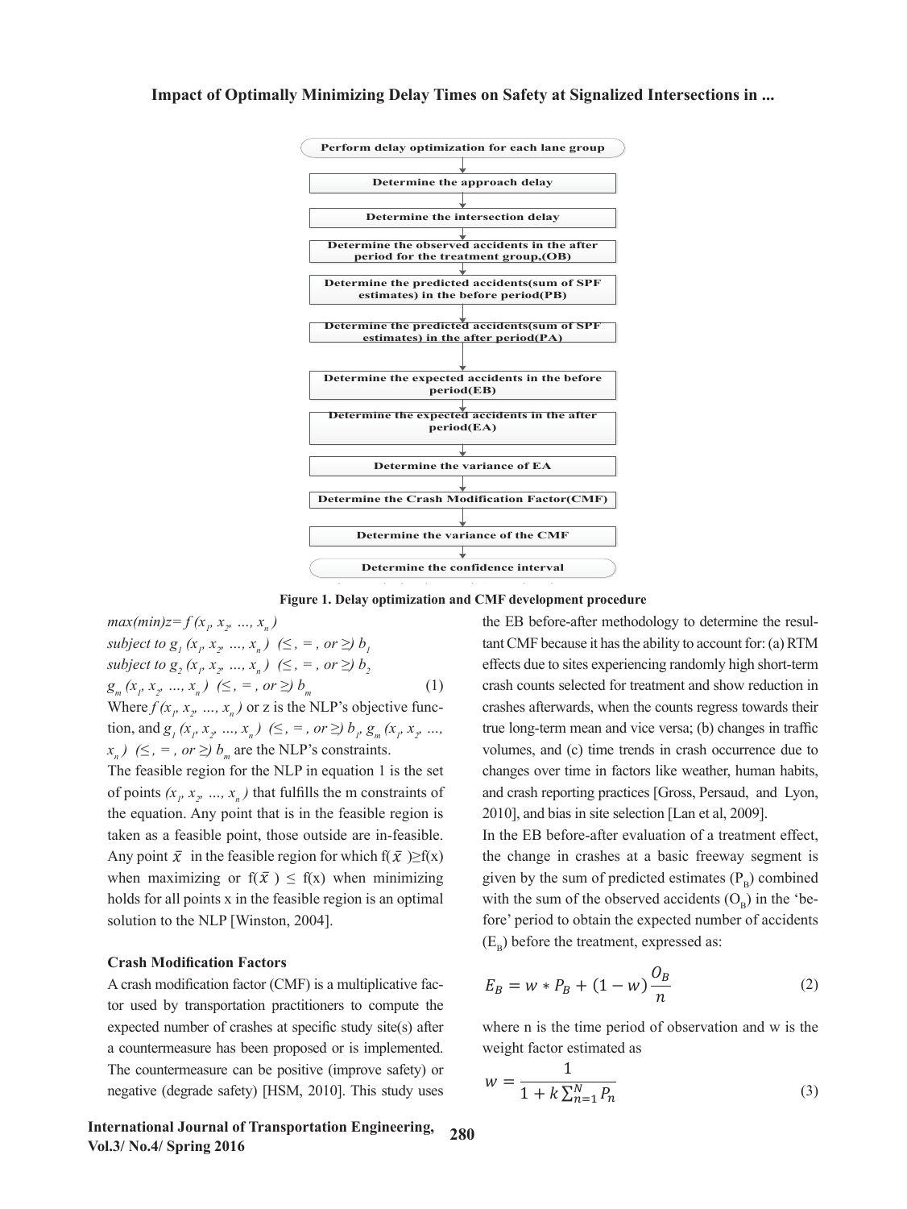Perform delay optimization for each lane group

Determine the approach delay

Determine the intersection delay

Determine the observed accidents in the after period for the treatment group,(OB)

Determine the predicted accidents(sum of SPF estimates) in the before period(PB)

Determine the predicted accidents(sum of SPF estimates) in the after period(PA)

Determine the expected accidents in the before period(EB)

Determine the expected accidents in the after period(EA)

Determine the variance of EA

Determine the Crash Modification Factor(CMF)

Determine the variance of the CMF

Determine the confidence interval

**Figure 1. Delay optimization and CMF development procedure**

$$
\begin{aligned}
&max(min)z = f(x_1, x_2, \ldots, x_n) \\
&subject\ to\ g_1(x_1, x_2, \ldots, x_n)\ (\leq, =, or \geq)\ b_1 \\
&subject\ to\ g_2(x_1, x_2, \ldots, x_n)\ (\leq, =, or \geq)\ b_2 \\
&g_m(x_1, x_2, \ldots, x_n)\ (\leq, =, or \geq)\ b_m
\end{aligned}
\tag{1}
$$

Where $f(x_1, x_2, \ldots, x_n)$ or z is the NLP's objective function, and $g_1(x_1, x_2, \ldots, x_n)\ (\leq, =, or \geq)\ b_1$, $g_m(x_1, x_2, \ldots, x_n)\ (\leq, =, or \geq)\ b_m$ are the NLP's constraints.

The feasible region for the NLP in equation 1 is the set of points $(x_1, x_2, \ldots, x_n)$ that fulfills the m constraints of the equation. Any point that is in the feasible region is taken as a feasible point, those outside are in-feasible. Any point $\bar{x}$ in the feasible region for which $f(\bar{x}) \geq f(x)$ when maximizing or $f(\bar{x}) \leq f(x)$ when minimizing holds for all points x in the feasible region is an optimal solution to the NLP [Winston, 2004].

### Crash Modification Factors

A crash modification factor (CMF) is a multiplicative factor used by transportation practitioners to compute the expected number of crashes at specific study site(s) after a countermeasure has been proposed or is implemented. The countermeasure can be positive (improve safety) or negative (degrade safety) [HSM, 2010]. This study uses the EB before-after methodology to determine the resultant CMF because it has the ability to account for: (a) RTM effects due to sites experiencing randomly high short-term crash counts selected for treatment and show reduction in crashes afterwards, when the counts regress towards their true long-term mean and vice versa; (b) changes in traffic volumes, and (c) time trends in crash occurrence due to changes over time in factors like weather, human habits, and crash reporting practices [Gross, Persaud, and Lyon, 2010], and bias in site selection [Lan et al, 2009].

In the EB before-after evaluation of a treatment effect, the change in crashes at a basic freeway segment is given by the sum of predicted estimates ($P_B$) combined with the sum of the observed accidents ($O_B$) in the 'before' period to obtain the expected number of accidents ($E_B$) before the treatment, expressed as:

$$E_B = w * P_B + (1 - w)\frac{O_B}{n} \tag{2}$$

where n is the time period of observation and w is the weight factor estimated as

$$w = \frac{1}{1 + k\sum_{n=1}^{N} P_n} \tag{3}$$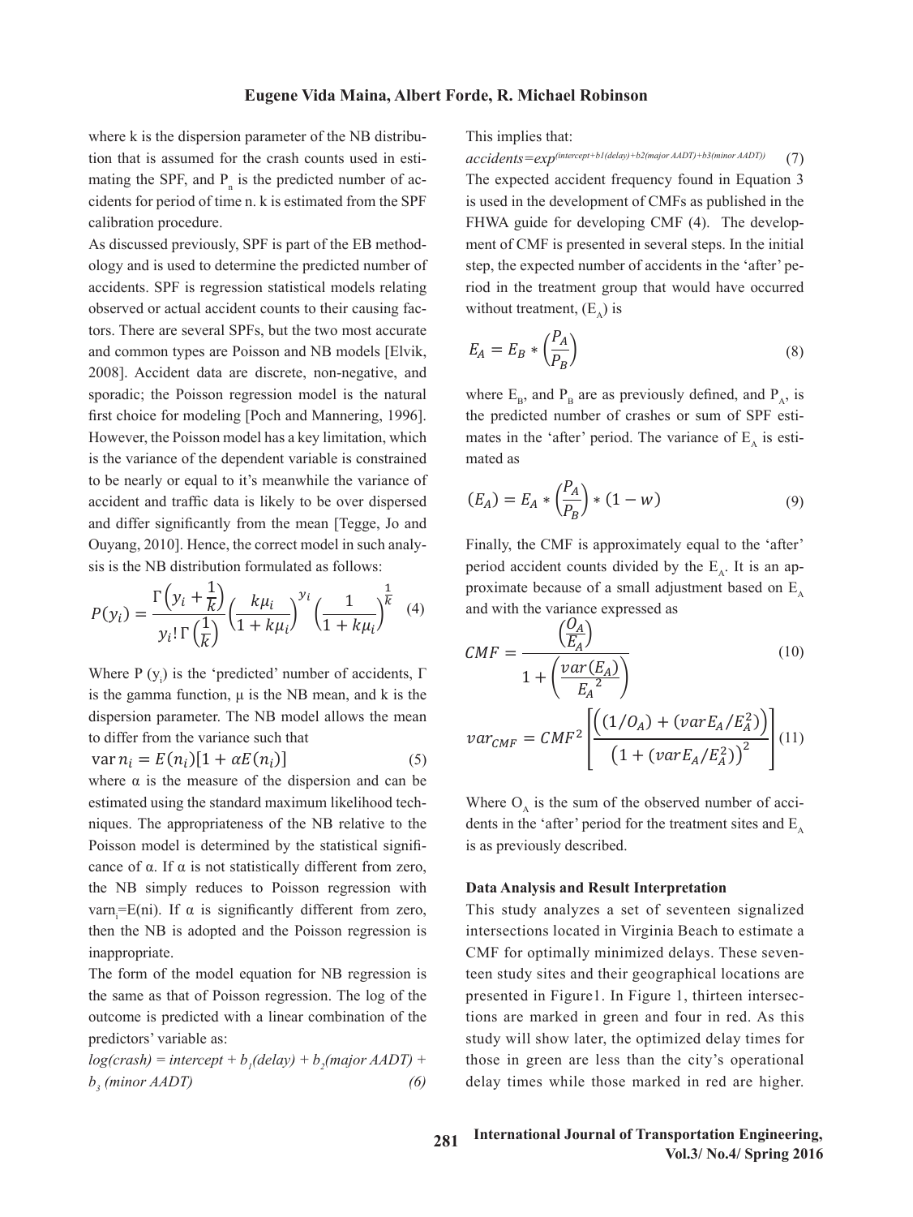where k is the dispersion parameter of the NB distribution that is assumed for the crash counts used in estimating the SPF, and $P_n$ is the predicted number of accidents for period of time n. k is estimated from the SPF calibration procedure.

As discussed previously, SPF is part of the EB methodology and is used to determine the predicted number of accidents. SPF is regression statistical models relating observed or actual accident counts to their causing factors. There are several SPFs, but the two most accurate and common types are Poisson and NB models [Elvik, 2008]. Accident data are discrete, non-negative, and sporadic; the Poisson regression model is the natural first choice for modeling [Poch and Mannering, 1996]. However, the Poisson model has a key limitation, which is the variance of the dependent variable is constrained to be nearly or equal to it's meanwhile the variance of accident and traffic data is likely to be over dispersed and differ significantly from the mean [Tegge, Jo and Ouyang, 2010]. Hence, the correct model in such analysis is the NB distribution formulated as follows:

$$P(y_i) = \frac{\Gamma\left(y_i + \frac{1}{k}\right)}{y_i!\,\Gamma\left(\frac{1}{k}\right)}\left(\frac{k\mu_i}{1+k\mu_i}\right)^{y_i}\left(\frac{1}{1+k\mu_i}\right)^{\frac{1}{k}} \quad (4)$$

Where P ($y_i$) is the 'predicted' number of accidents, Γ is the gamma function, μ is the NB mean, and k is the dispersion parameter. The NB model allows the mean to differ from the variance such that

$$\operatorname{var} n_i = E(n_i)[1 + \alpha E(n_i)] \quad (5)$$

where α is the measure of the dispersion and can be estimated using the standard maximum likelihood techniques. The appropriateness of the NB relative to the Poisson model is determined by the statistical significance of α. If α is not statistically different from zero, the NB simply reduces to Poisson regression with $\text{var}n_i$=E(ni). If α is significantly different from zero, then the NB is adopted and the Poisson regression is inappropriate.

The form of the model equation for NB regression is the same as that of Poisson regression. The log of the outcome is predicted with a linear combination of the predictors' variable as:

$$log(crash) = intercept + b_1(delay) + b_2(major\ AADT) + b_3\ (minor\ AADT) \quad (6)$$

This implies that:

$$accidents = exp^{(intercept+b1(delay)+b2(major\ AADT)+b3(minor\ AADT))} \quad (7)$$

The expected accident frequency found in Equation 3 is used in the development of CMFs as published in the FHWA guide for developing CMF (4). The development of CMF is presented in several steps. In the initial step, the expected number of accidents in the 'after' period in the treatment group that would have occurred without treatment, ($E_A$) is

$$E_A = E_B * \left(\frac{P_A}{P_B}\right) \quad (8)$$

where $E_B$, and $P_B$ are as previously defined, and $P_A$, is the predicted number of crashes or sum of SPF estimates in the 'after' period. The variance of $E_A$ is estimated as

$$(E_A) = E_A * \left(\frac{P_A}{P_B}\right) * (1 - w) \quad (9)$$

Finally, the CMF is approximately equal to the 'after' period accident counts divided by the $E_A$. It is an approximate because of a small adjustment based on $E_A$ and with the variance expressed as

$$CMF = \frac{\left(\frac{O_A}{E_A}\right)}{1 + \left(\frac{var(E_A)}{{E_A}^2}\right)} \quad (10)$$

$$var_{CMF} = CMF^2\left[\frac{\left((1/O_A) + (varE_A/E_A^2)\right)}{\left(1 + (varE_A/E_A^2)\right)^2}\right] \quad (11)$$

Where $O_A$ is the sum of the observed number of accidents in the 'after' period for the treatment sites and $E_A$ is as previously described.

**Data Analysis and Result Interpretation**

This study analyzes a set of seventeen signalized intersections located in Virginia Beach to estimate a CMF for optimally minimized delays. These seventeen study sites and their geographical locations are presented in Figure1. In Figure 1, thirteen intersections are marked in green and four in red. As this study will show later, the optimized delay times for those in green are less than the city's operational delay times while those marked in red are higher.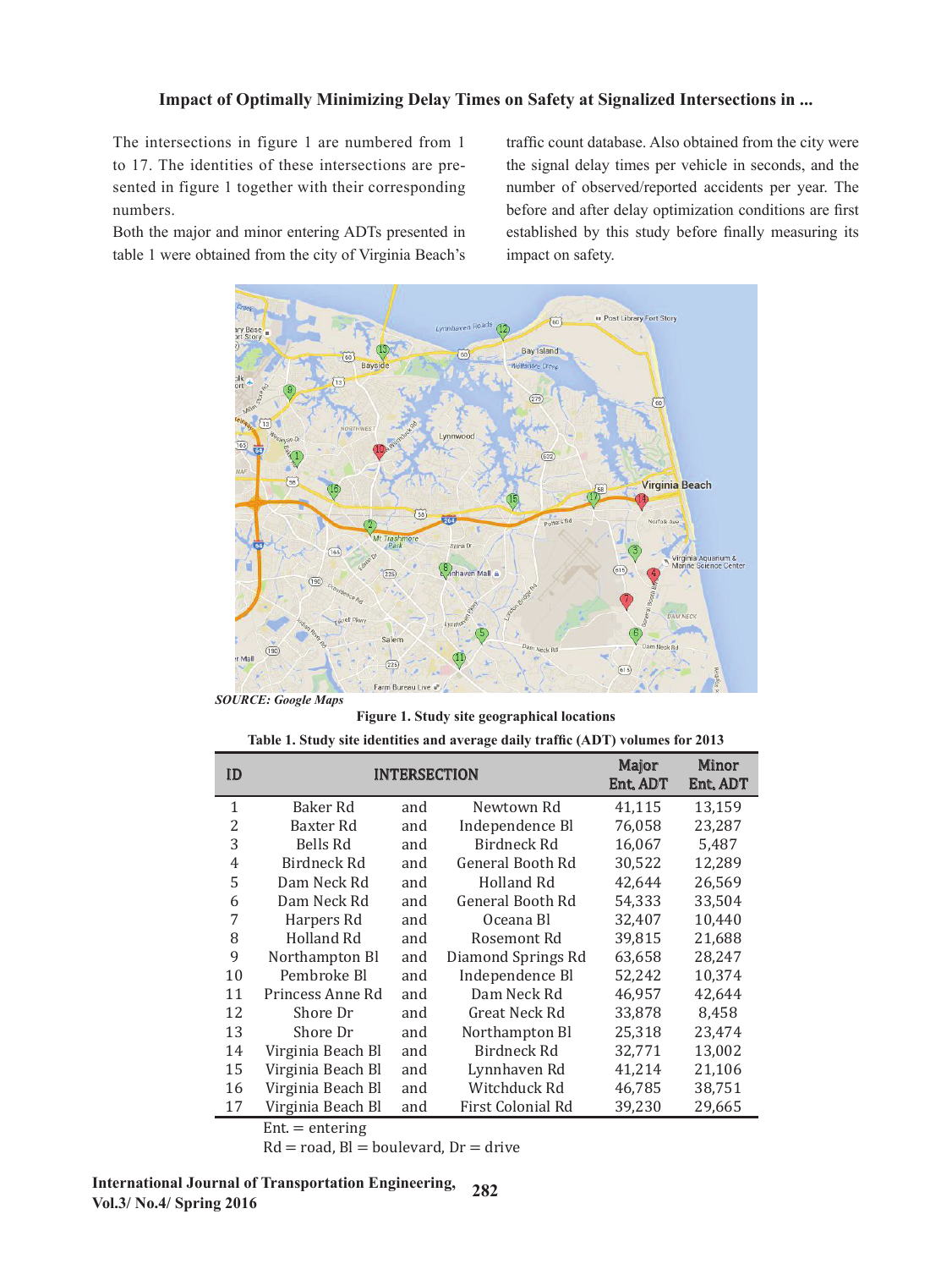The intersections in figure 1 are numbered from 1 to 17. The identities of these intersections are presented in figure 1 together with their corresponding numbers.

Both the major and minor entering ADTs presented in table 1 were obtained from the city of Virginia Beach's traffic count database. Also obtained from the city were the signal delay times per vehicle in seconds, and the number of observed/reported accidents per year. The before and after delay optimization conditions are first established by this study before finally measuring its impact on safety.

*SOURCE: Google Maps*

**Figure 1. Study site geographical locations**

**Table 1. Study site identities and average daily traffic (ADT) volumes for 2013**

| ID | INTERSECTION | | | Major Ent. ADT | Minor Ent. ADT |
|---|---|---|---|---|---|
| 1 | Baker Rd | and | Newtown Rd | 41,115 | 13,159 |
| 2 | Baxter Rd | and | Independence Bl | 76,058 | 23,287 |
| 3 | Bells Rd | and | Birdneck Rd | 16,067 | 5,487 |
| 4 | Birdneck Rd | and | General Booth Rd | 30,522 | 12,289 |
| 5 | Dam Neck Rd | and | Holland Rd | 42,644 | 26,569 |
| 6 | Dam Neck Rd | and | General Booth Rd | 54,333 | 33,504 |
| 7 | Harpers Rd | and | Oceana Bl | 32,407 | 10,440 |
| 8 | Holland Rd | and | Rosemont Rd | 39,815 | 21,688 |
| 9 | Northampton Bl | and | Diamond Springs Rd | 63,658 | 28,247 |
| 10 | Pembroke Bl | and | Independence Bl | 52,242 | 10,374 |
| 11 | Princess Anne Rd | and | Dam Neck Rd | 46,957 | 42,644 |
| 12 | Shore Dr | and | Great Neck Rd | 33,878 | 8,458 |
| 13 | Shore Dr | and | Northampton Bl | 25,318 | 23,474 |
| 14 | Virginia Beach Bl | and | Birdneck Rd | 32,771 | 13,002 |
| 15 | Virginia Beach Bl | and | Lynnhaven Rd | 41,214 | 21,106 |
| 16 | Virginia Beach Bl | and | Witchduck Rd | 46,785 | 38,751 |
| 17 | Virginia Beach Bl | and | First Colonial Rd | 39,230 | 29,665 |

Ent. = entering

Rd = road, Bl = boulevard, Dr = drive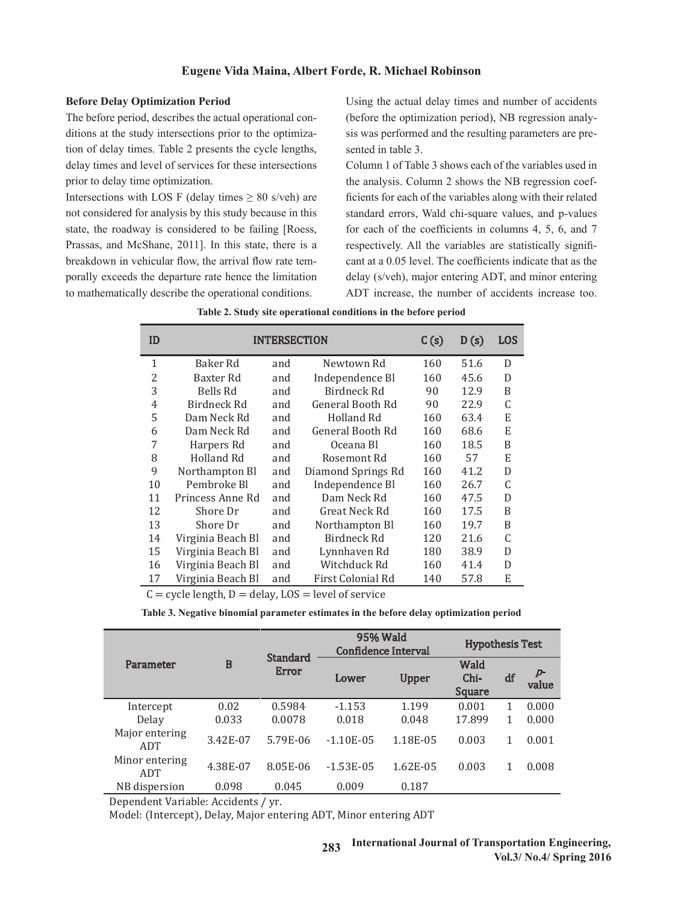### Before Delay Optimization Period

The before period, describes the actual operational conditions at the study intersections prior to the optimization of delay times. Table 2 presents the cycle lengths, delay times and level of services for these intersections prior to delay time optimization.

Intersections with LOS F (delay times ≥ 80 s/veh) are not considered for analysis by this study because in this state, the roadway is considered to be failing [Roess, Prassas, and McShane, 2011]. In this state, there is a breakdown in vehicular flow, the arrival flow rate temporally exceeds the departure rate hence the limitation to mathematically describe the operational conditions.

Using the actual delay times and number of accidents (before the optimization period), NB regression analysis was performed and the resulting parameters are presented in table 3.

Column 1 of Table 3 shows each of the variables used in the analysis. Column 2 shows the NB regression coefficients for each of the variables along with their related standard errors, Wald chi-square values, and p-values for each of the coefficients in columns 4, 5, 6, and 7 respectively. All the variables are statistically significant at a 0.05 level. The coefficients indicate that as the delay (s/veh), major entering ADT, and minor entering ADT increase, the number of accidents increase too.

**Table 2. Study site operational conditions in the before period**

| ID | INTERSECTION | | | C (s) | D (s) | LOS |
|---|---|---|---|---|---|---|
| 1 | Baker Rd | and | Newtown Rd | 160 | 51.6 | D |
| 2 | Baxter Rd | and | Independence Bl | 160 | 45.6 | D |
| 3 | Bells Rd | and | Birdneck Rd | 90 | 12.9 | B |
| 4 | Birdneck Rd | and | General Booth Rd | 90 | 22.9 | C |
| 5 | Dam Neck Rd | and | Holland Rd | 160 | 63.4 | E |
| 6 | Dam Neck Rd | and | General Booth Rd | 160 | 68.6 | E |
| 7 | Harpers Rd | and | Oceana Bl | 160 | 18.5 | B |
| 8 | Holland Rd | and | Rosemont Rd | 160 | 57 | E |
| 9 | Northampton Bl | and | Diamond Springs Rd | 160 | 41.2 | D |
| 10 | Pembroke Bl | and | Independence Bl | 160 | 26.7 | C |
| 11 | Princess Anne Rd | and | Dam Neck Rd | 160 | 47.5 | D |
| 12 | Shore Dr | and | Great Neck Rd | 160 | 17.5 | B |
| 13 | Shore Dr | and | Northampton Bl | 160 | 19.7 | B |
| 14 | Virginia Beach Bl | and | Birdneck Rd | 120 | 21.6 | C |
| 15 | Virginia Beach Bl | and | Lynnhaven Rd | 180 | 38.9 | D |
| 16 | Virginia Beach Bl | and | Witchduck Rd | 160 | 41.4 | D |
| 17 | Virginia Beach Bl | and | First Colonial Rd | 140 | 57.8 | E |

C = cycle length, D = delay, LOS = level of service

**Table 3. Negative binomial parameter estimates in the before delay optimization period**

| Parameter | B | Standard Error | 95% Wald Confidence Interval | | Hypothesis Test | | |
|---|---|---|---|---|---|---|---|
| | | | Lower | Upper | Wald Chi-Square | df | *p*-value |
| Intercept | 0.02 | 0.5984 | -1.153 | 1.199 | 0.001 | 1 | 0.000 |
| Delay | 0.033 | 0.0078 | 0.018 | 0.048 | 17.899 | 1 | 0.000 |
| Major entering ADT | 3.42E-07 | 5.79E-06 | -1.10E-05 | 1.18E-05 | 0.003 | 1 | 0.001 |
| Minor entering ADT | 4.38E-07 | 8.05E-06 | -1.53E-05 | 1.62E-05 | 0.003 | 1 | 0.008 |
| NB dispersion | 0.098 | 0.045 | 0.009 | 0.187 | | | |

Dependent Variable: Accidents / yr.

Model: (Intercept), Delay, Major entering ADT, Minor entering ADT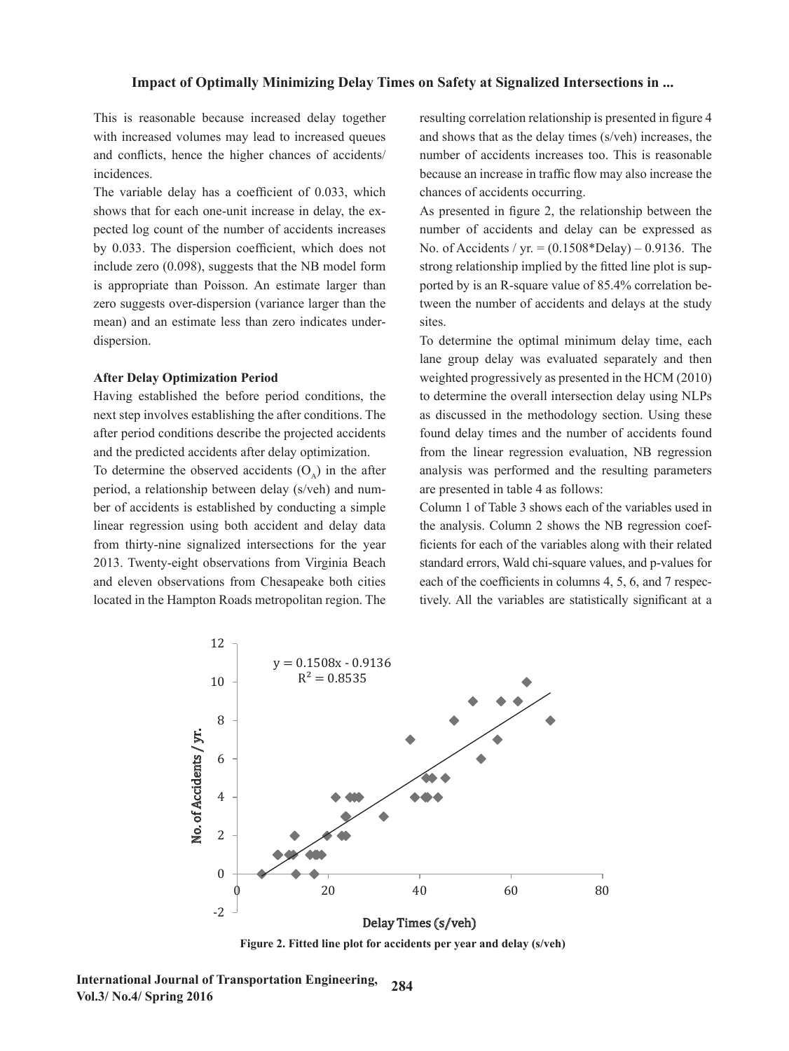This is reasonable because increased delay together with increased volumes may lead to increased queues and conflicts, hence the higher chances of accidents/incidences.

The variable delay has a coefficient of 0.033, which shows that for each one-unit increase in delay, the expected log count of the number of accidents increases by 0.033. The dispersion coefficient, which does not include zero (0.098), suggests that the NB model form is appropriate than Poisson. An estimate larger than zero suggests over-dispersion (variance larger than the mean) and an estimate less than zero indicates under-dispersion.

**After Delay Optimization Period**

Having established the before period conditions, the next step involves establishing the after conditions. The after period conditions describe the projected accidents and the predicted accidents after delay optimization.

To determine the observed accidents ($O_A$) in the after period, a relationship between delay (s/veh) and number of accidents is established by conducting a simple linear regression using both accident and delay data from thirty-nine signalized intersections for the year 2013. Twenty-eight observations from Virginia Beach and eleven observations from Chesapeake both cities located in the Hampton Roads metropolitan region. The resulting correlation relationship is presented in figure 4 and shows that as the delay times (s/veh) increases, the number of accidents increases too. This is reasonable because an increase in traffic flow may also increase the chances of accidents occurring.

As presented in figure 2, the relationship between the number of accidents and delay can be expressed as No. of Accidents / yr. = (0.1508*Delay) – 0.9136. The strong relationship implied by the fitted line plot is supported by is an R-square value of 85.4% correlation between the number of accidents and delays at the study sites.

To determine the optimal minimum delay time, each lane group delay was evaluated separately and then weighted progressively as presented in the HCM (2010) to determine the overall intersection delay using NLPs as discussed in the methodology section. Using these found delay times and the number of accidents found from the linear regression evaluation, NB regression analysis was performed and the resulting parameters are presented in table 4 as follows:

Column 1 of Table 3 shows each of the variables used in the analysis. Column 2 shows the NB regression coefficients for each of the variables along with their related standard errors, Wald chi-square values, and p-values for each of the coefficients in columns 4, 5, 6, and 7 respectively. All the variables are statistically significant at a

$y = 0.1508x - 0.9136$
$R^2 = 0.8535$

**Figure 2. Fitted line plot for accidents per year and delay (s/veh)**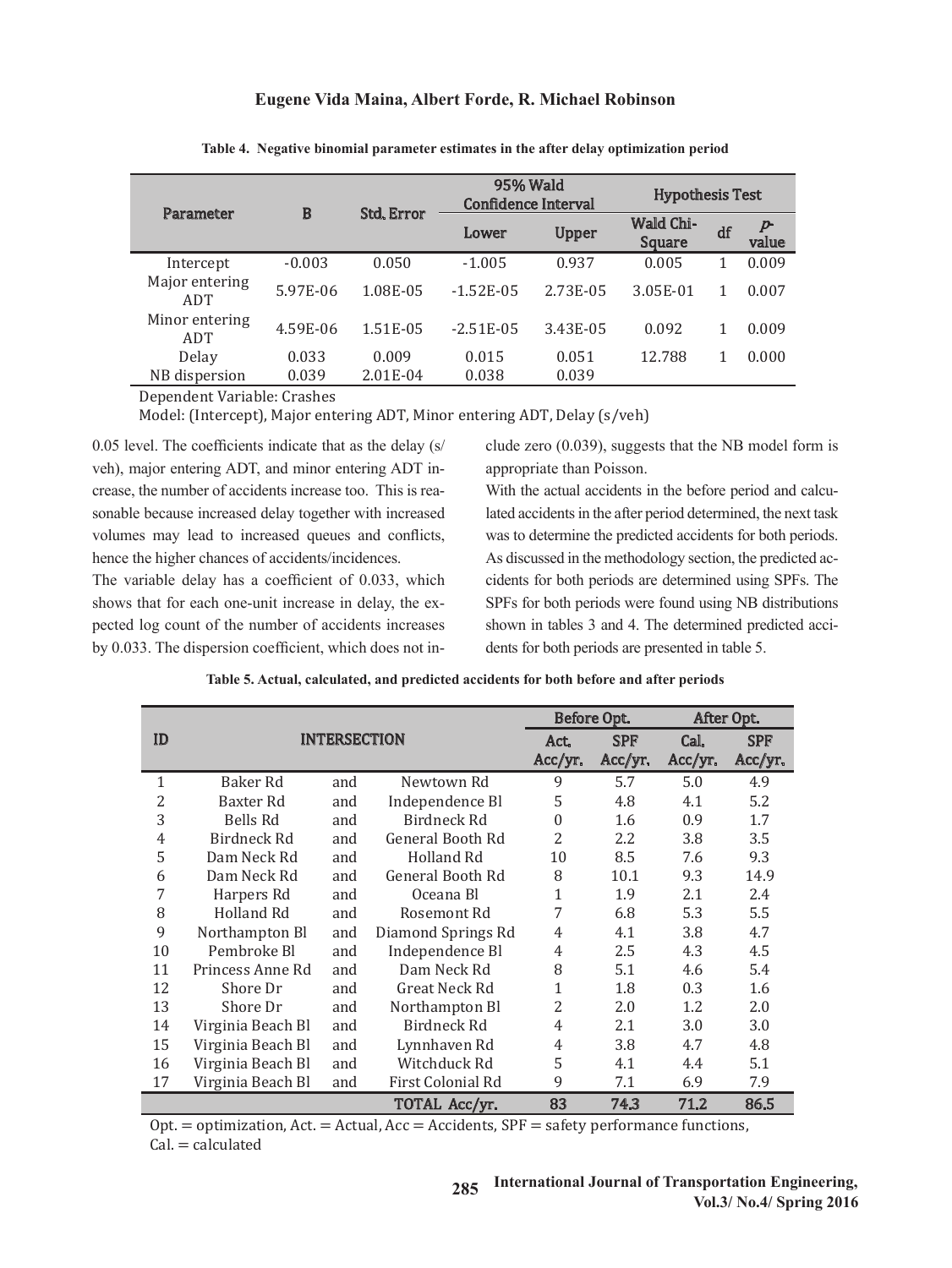**Table 4. Negative binomial parameter estimates in the after delay optimization period**

| Parameter | B | Std. Error | 95% Wald Confidence Interval | | Hypothesis Test | | |
|---|---|---|---|---|---|---|---|
| | | | Lower | Upper | Wald Chi-Square | df | *p*-value |
| Intercept | -0.003 | 0.050 | -1.005 | 0.937 | 0.005 | 1 | 0.009 |
| Major entering ADT | 5.97E-06 | 1.08E-05 | -1.52E-05 | 2.73E-05 | 3.05E-01 | 1 | 0.007 |
| Minor entering ADT | 4.59E-06 | 1.51E-05 | -2.51E-05 | 3.43E-05 | 0.092 | 1 | 0.009 |
| Delay | 0.033 | 0.009 | 0.015 | 0.051 | 12.788 | 1 | 0.000 |
| NB dispersion | 0.039 | 2.01E-04 | 0.038 | 0.039 | | | |

Dependent Variable: Crashes
Model: (Intercept), Major entering ADT, Minor entering ADT, Delay (s/veh)

0.05 level. The coefficients indicate that as the delay (s/veh), major entering ADT, and minor entering ADT increase, the number of accidents increase too. This is reasonable because increased delay together with increased volumes may lead to increased queues and conflicts, hence the higher chances of accidents/incidences.

The variable delay has a coefficient of 0.033, which shows that for each one-unit increase in delay, the expected log count of the number of accidents increases by 0.033. The dispersion coefficient, which does not include zero (0.039), suggests that the NB model form is appropriate than Poisson.

With the actual accidents in the before period and calculated accidents in the after period determined, the next task was to determine the predicted accidents for both periods. As discussed in the methodology section, the predicted accidents for both periods are determined using SPFs. The SPFs for both periods were found using NB distributions shown in tables 3 and 4. The determined predicted accidents for both periods are presented in table 5.

**Table 5. Actual, calculated, and predicted accidents for both before and after periods**

| ID | INTERSECTION | | | Before Opt. | | After Opt. | |
|---|---|---|---|---|---|---|---|
| | | | | Act. Acc/yr. | SPF Acc/yr. | Cal. Acc/yr. | SPF Acc/yr. |
| 1 | Baker Rd | and | Newtown Rd | 9 | 5.7 | 5.0 | 4.9 |
| 2 | Baxter Rd | and | Independence Bl | 5 | 4.8 | 4.1 | 5.2 |
| 3 | Bells Rd | and | Birdneck Rd | 0 | 1.6 | 0.9 | 1.7 |
| 4 | Birdneck Rd | and | General Booth Rd | 2 | 2.2 | 3.8 | 3.5 |
| 5 | Dam Neck Rd | and | Holland Rd | 10 | 8.5 | 7.6 | 9.3 |
| 6 | Dam Neck Rd | and | General Booth Rd | 8 | 10.1 | 9.3 | 14.9 |
| 7 | Harpers Rd | and | Oceana Bl | 1 | 1.9 | 2.1 | 2.4 |
| 8 | Holland Rd | and | Rosemont Rd | 7 | 6.8 | 5.3 | 5.5 |
| 9 | Northampton Bl | and | Diamond Springs Rd | 4 | 4.1 | 3.8 | 4.7 |
| 10 | Pembroke Bl | and | Independence Bl | 4 | 2.5 | 4.3 | 4.5 |
| 11 | Princess Anne Rd | and | Dam Neck Rd | 8 | 5.1 | 4.6 | 5.4 |
| 12 | Shore Dr | and | Great Neck Rd | 1 | 1.8 | 0.3 | 1.6 |
| 13 | Shore Dr | and | Northampton Bl | 2 | 2.0 | 1.2 | 2.0 |
| 14 | Virginia Beach Bl | and | Birdneck Rd | 4 | 2.1 | 3.0 | 3.0 |
| 15 | Virginia Beach Bl | and | Lynnhaven Rd | 4 | 3.8 | 4.7 | 4.8 |
| 16 | Virginia Beach Bl | and | Witchduck Rd | 5 | 4.1 | 4.4 | 5.1 |
| 17 | Virginia Beach Bl | and | First Colonial Rd | 9 | 7.1 | 6.9 | 7.9 |
| | | | **TOTAL Acc/yr.** | **83** | **74.3** | **71.2** | **86.5** |

Opt. = optimization, Act. = Actual, Acc = Accidents, SPF = safety performance functions, Cal. = calculated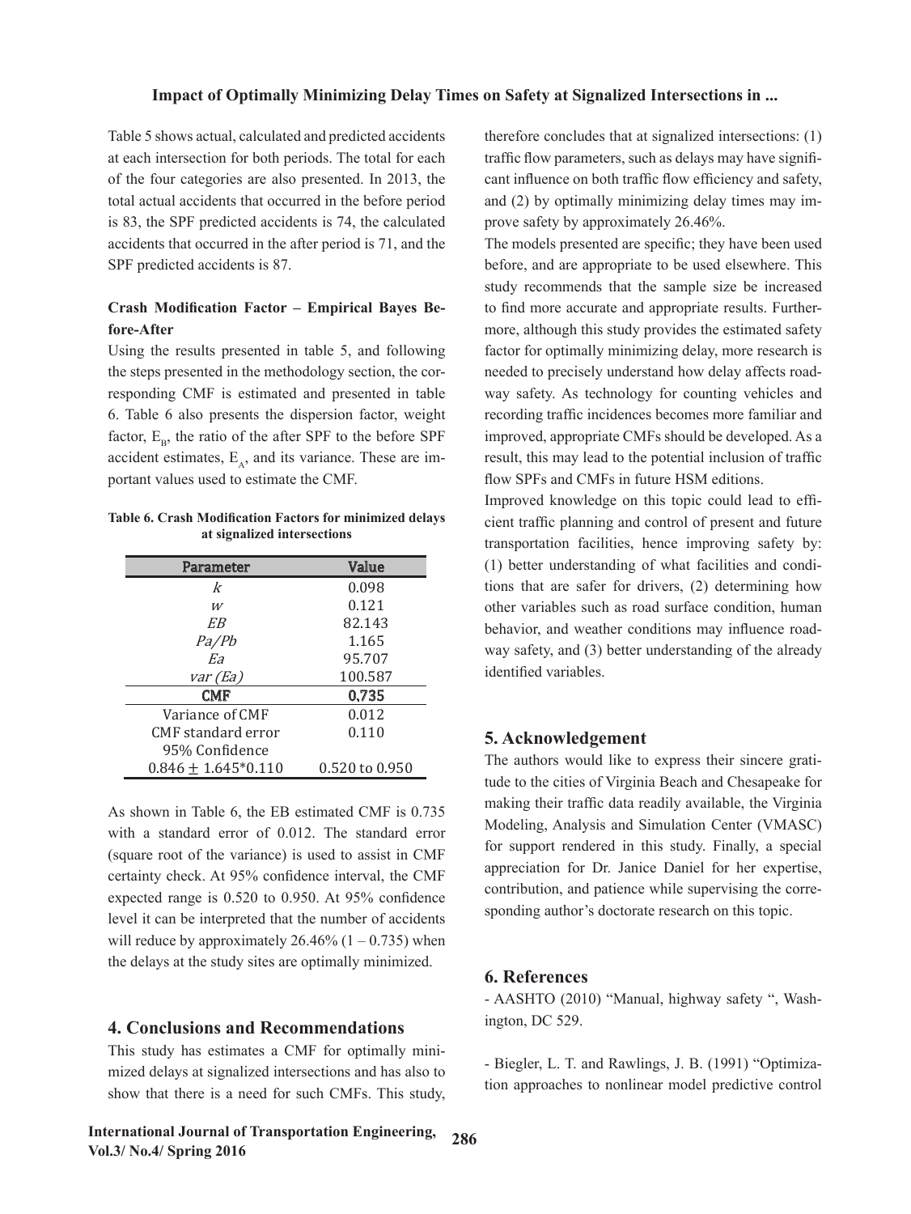Table 5 shows actual, calculated and predicted accidents at each intersection for both periods. The total for each of the four categories are also presented. In 2013, the total actual accidents that occurred in the before period is 83, the SPF predicted accidents is 74, the calculated accidents that occurred in the after period is 71, and the SPF predicted accidents is 87.

### Crash Modification Factor – Empirical Bayes Before-After

Using the results presented in table 5, and following the steps presented in the methodology section, the corresponding CMF is estimated and presented in table 6. Table 6 also presents the dispersion factor, weight factor, $E_B$, the ratio of the after SPF to the before SPF accident estimates, $E_A$, and its variance. These are important values used to estimate the CMF.

**Table 6. Crash Modification Factors for minimized delays at signalized intersections**

| Parameter | Value |
|---|---|
| $k$ | 0.098 |
| $w$ | 0.121 |
| $EB$ | 82.143 |
| $Pa/Pb$ | 1.165 |
| $Ea$ | 95.707 |
| $var\ (Ea)$ | 100.587 |
| **CMF** | **0.735** |
| Variance of CMF | 0.012 |
| CMF standard error | 0.110 |
| 95% Confidence $0.846 \pm 1.645{*}0.110$ | 0.520 to 0.950 |

As shown in Table 6, the EB estimated CMF is 0.735 with a standard error of 0.012. The standard error (square root of the variance) is used to assist in CMF certainty check. At 95% confidence interval, the CMF expected range is 0.520 to 0.950. At 95% confidence level it can be interpreted that the number of accidents will reduce by approximately 26.46% (1 – 0.735) when the delays at the study sites are optimally minimized.

## 4. Conclusions and Recommendations

This study has estimates a CMF for optimally minimized delays at signalized intersections and has also to show that there is a need for such CMFs. This study, therefore concludes that at signalized intersections: (1) traffic flow parameters, such as delays may have significant influence on both traffic flow efficiency and safety, and (2) by optimally minimizing delay times may improve safety by approximately 26.46%.

The models presented are specific; they have been used before, and are appropriate to be used elsewhere. This study recommends that the sample size be increased to find more accurate and appropriate results. Furthermore, although this study provides the estimated safety factor for optimally minimizing delay, more research is needed to precisely understand how delay affects roadway safety. As technology for counting vehicles and recording traffic incidences becomes more familiar and improved, appropriate CMFs should be developed. As a result, this may lead to the potential inclusion of traffic flow SPFs and CMFs in future HSM editions.

Improved knowledge on this topic could lead to efficient traffic planning and control of present and future transportation facilities, hence improving safety by: (1) better understanding of what facilities and conditions that are safer for drivers, (2) determining how other variables such as road surface condition, human behavior, and weather conditions may influence roadway safety, and (3) better understanding of the already identified variables.

## 5. Acknowledgement

The authors would like to express their sincere gratitude to the cities of Virginia Beach and Chesapeake for making their traffic data readily available, the Virginia Modeling, Analysis and Simulation Center (VMASC) for support rendered in this study. Finally, a special appreciation for Dr. Janice Daniel for her expertise, contribution, and patience while supervising the corresponding author's doctorate research on this topic.

## 6. References

- AASHTO (2010) "Manual, highway safety ", Washington, DC 529.

- Biegler, L. T. and Rawlings, J. B. (1991) "Optimization approaches to nonlinear model predictive control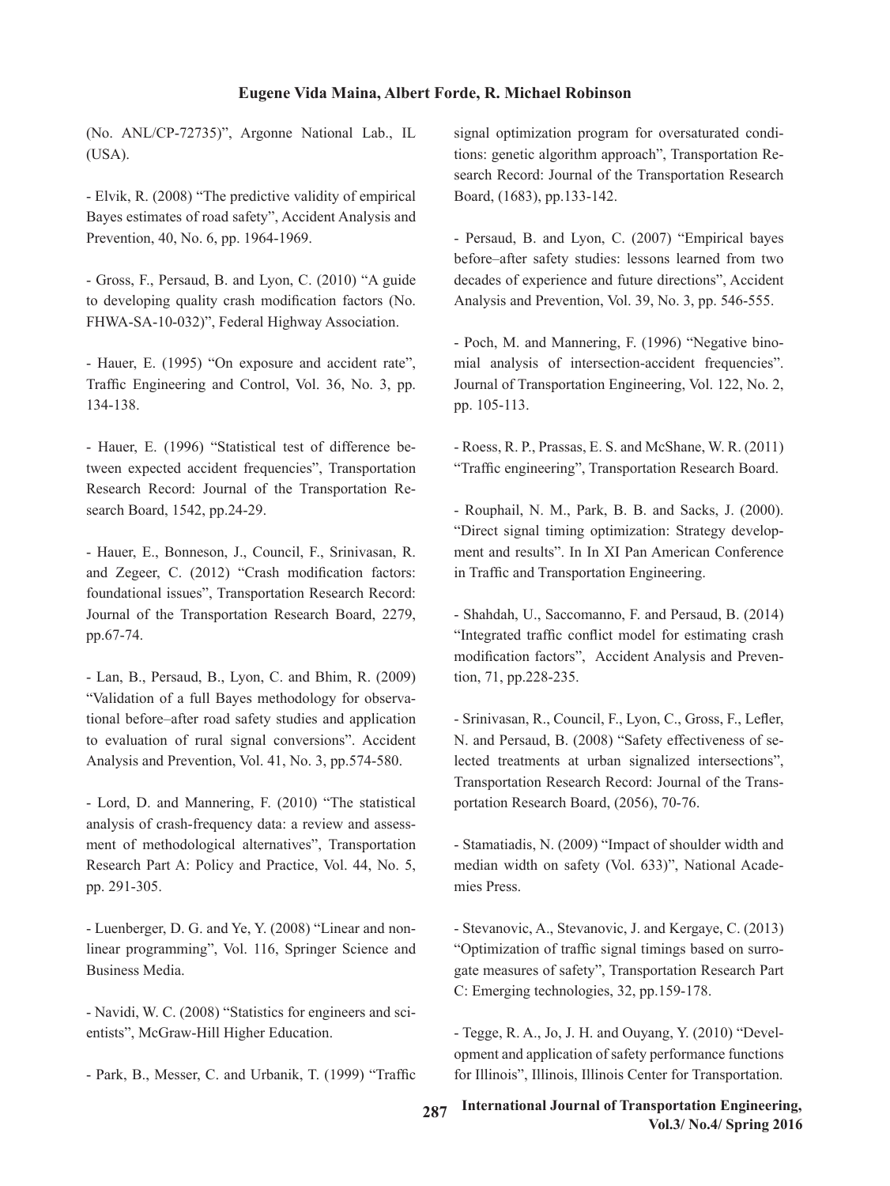(No. ANL/CP-72735)", Argonne National Lab., IL (USA).

- Elvik, R. (2008) "The predictive validity of empirical Bayes estimates of road safety", Accident Analysis and Prevention, 40, No. 6, pp. 1964-1969.

- Gross, F., Persaud, B. and Lyon, C. (2010) "A guide to developing quality crash modification factors (No. FHWA-SA-10-032)", Federal Highway Association.

- Hauer, E. (1995) "On exposure and accident rate", Traffic Engineering and Control, Vol. 36, No. 3, pp. 134-138.

- Hauer, E. (1996) "Statistical test of difference between expected accident frequencies", Transportation Research Record: Journal of the Transportation Research Board, 1542, pp.24-29.

- Hauer, E., Bonneson, J., Council, F., Srinivasan, R. and Zegeer, C. (2012) "Crash modification factors: foundational issues", Transportation Research Record: Journal of the Transportation Research Board, 2279, pp.67-74.

- Lan, B., Persaud, B., Lyon, C. and Bhim, R. (2009) "Validation of a full Bayes methodology for observational before–after road safety studies and application to evaluation of rural signal conversions". Accident Analysis and Prevention, Vol. 41, No. 3, pp.574-580.

- Lord, D. and Mannering, F. (2010) "The statistical analysis of crash-frequency data: a review and assessment of methodological alternatives", Transportation Research Part A: Policy and Practice, Vol. 44, No. 5, pp. 291-305.

- Luenberger, D. G. and Ye, Y. (2008) "Linear and nonlinear programming", Vol. 116, Springer Science and Business Media.

- Navidi, W. C. (2008) "Statistics for engineers and scientists", McGraw-Hill Higher Education.

- Park, B., Messer, C. and Urbanik, T. (1999) "Traffic signal optimization program for oversaturated conditions: genetic algorithm approach", Transportation Research Record: Journal of the Transportation Research Board, (1683), pp.133-142.

- Persaud, B. and Lyon, C. (2007) "Empirical bayes before–after safety studies: lessons learned from two decades of experience and future directions", Accident Analysis and Prevention, Vol. 39, No. 3, pp. 546-555.

- Poch, M. and Mannering, F. (1996) "Negative binomial analysis of intersection-accident frequencies". Journal of Transportation Engineering, Vol. 122, No. 2, pp. 105-113.

- Roess, R. P., Prassas, E. S. and McShane, W. R. (2011) "Traffic engineering", Transportation Research Board.

- Rouphail, N. M., Park, B. B. and Sacks, J. (2000). "Direct signal timing optimization: Strategy development and results". In In XI Pan American Conference in Traffic and Transportation Engineering.

- Shahdah, U., Saccomanno, F. and Persaud, B. (2014) "Integrated traffic conflict model for estimating crash modification factors", Accident Analysis and Prevention, 71, pp.228-235.

- Srinivasan, R., Council, F., Lyon, C., Gross, F., Lefler, N. and Persaud, B. (2008) "Safety effectiveness of selected treatments at urban signalized intersections", Transportation Research Record: Journal of the Transportation Research Board, (2056), 70-76.

- Stamatiadis, N. (2009) "Impact of shoulder width and median width on safety (Vol. 633)", National Academies Press.

- Stevanovic, A., Stevanovic, J. and Kergaye, C. (2013) "Optimization of traffic signal timings based on surrogate measures of safety", Transportation Research Part C: Emerging technologies, 32, pp.159-178.

- Tegge, R. A., Jo, J. H. and Ouyang, Y. (2010) "Development and application of safety performance functions for Illinois", Illinois, Illinois Center for Transportation.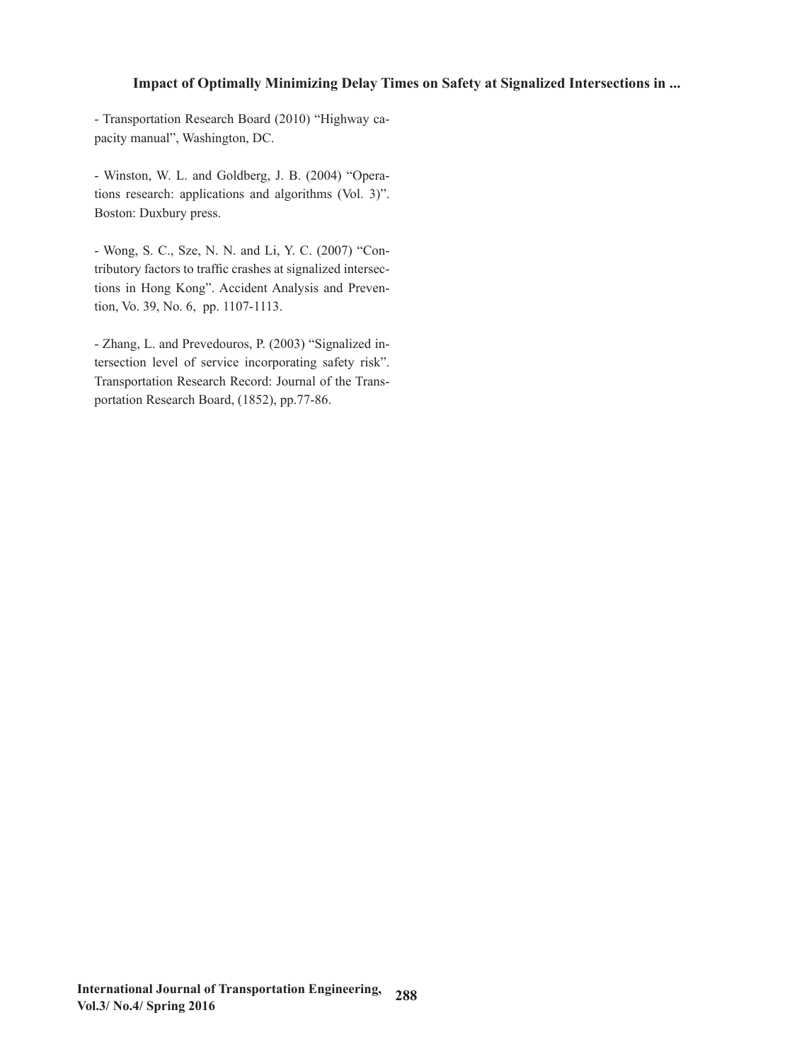- Transportation Research Board (2010) “Highway capacity manual”, Washington, DC.

- Winston, W. L. and Goldberg, J. B. (2004) “Operations research: applications and algorithms (Vol. 3)”. Boston: Duxbury press.

- Wong, S. C., Sze, N. N. and Li, Y. C. (2007) “Contributory factors to traffic crashes at signalized intersections in Hong Kong”. Accident Analysis and Prevention, Vo. 39, No. 6, pp. 1107-1113.

- Zhang, L. and Prevedouros, P. (2003) “Signalized intersection level of service incorporating safety risk”. Transportation Research Record: Journal of the Transportation Research Board, (1852), pp.77-86.